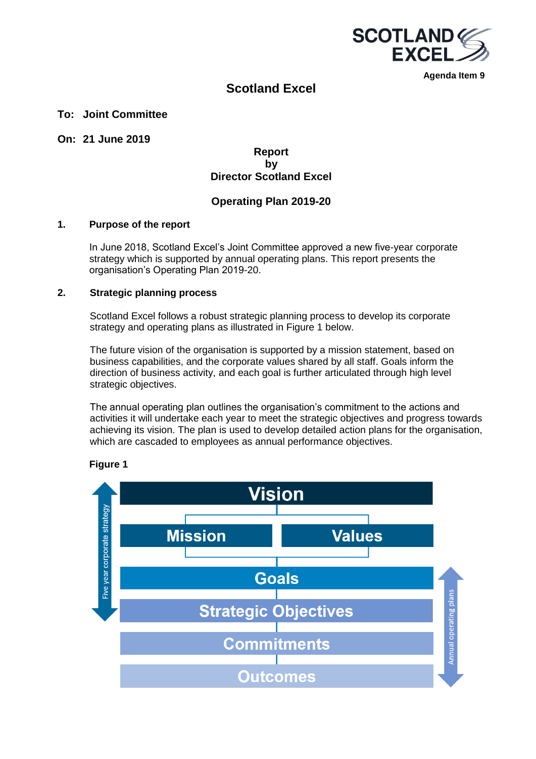**Agenda Item 9**

# Scotland Excel

**To: Joint Committee**

**On: 21 June 2019**

**Report**
**by**
**Director Scotland Excel**

**Operating Plan 2019-20**

## 1. Purpose of the report

In June 2018, Scotland Excel's Joint Committee approved a new five-year corporate strategy which is supported by annual operating plans. This report presents the organisation's Operating Plan 2019-20.

## 2. Strategic planning process

Scotland Excel follows a robust strategic planning process to develop its corporate strategy and operating plans as illustrated in Figure 1 below.

The future vision of the organisation is supported by a mission statement, based on business capabilities, and the corporate values shared by all staff. Goals inform the direction of business activity, and each goal is further articulated through high level strategic objectives.

The annual operating plan outlines the organisation's commitment to the actions and activities it will undertake each year to meet the strategic objectives and progress towards achieving its vision. The plan is used to develop detailed action plans for the organisation, which are cascaded to employees as annual performance objectives.

**Figure 1**

Five year corporate strategy

- Vision
- Mission | Values
- Goals
- Strategic Objectives
- Commitments
- Outcomes

Annual operating plans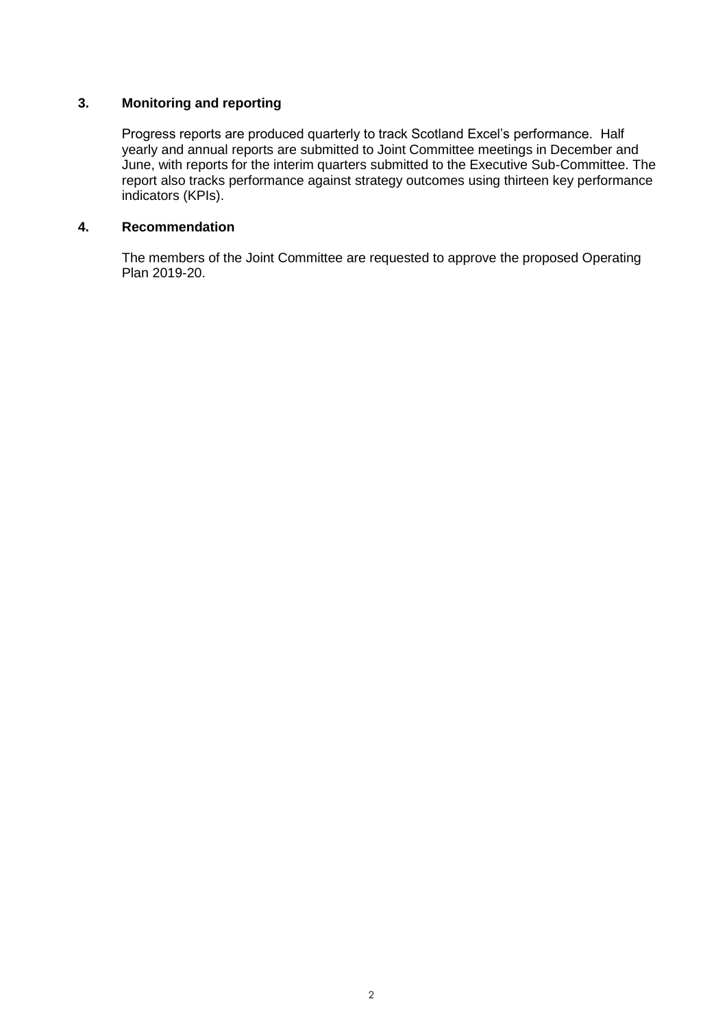## 3. Monitoring and reporting

Progress reports are produced quarterly to track Scotland Excel's performance. Half yearly and annual reports are submitted to Joint Committee meetings in December and June, with reports for the interim quarters submitted to the Executive Sub-Committee. The report also tracks performance against strategy outcomes using thirteen key performance indicators (KPIs).

## 4. Recommendation

The members of the Joint Committee are requested to approve the proposed Operating Plan 2019-20.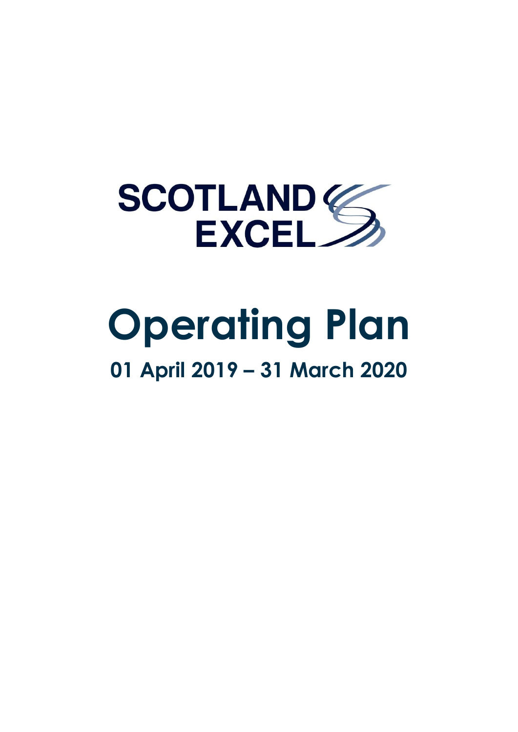SCOTLAND EXCEL

# Operating Plan

## 01 April 2019 – 31 March 2020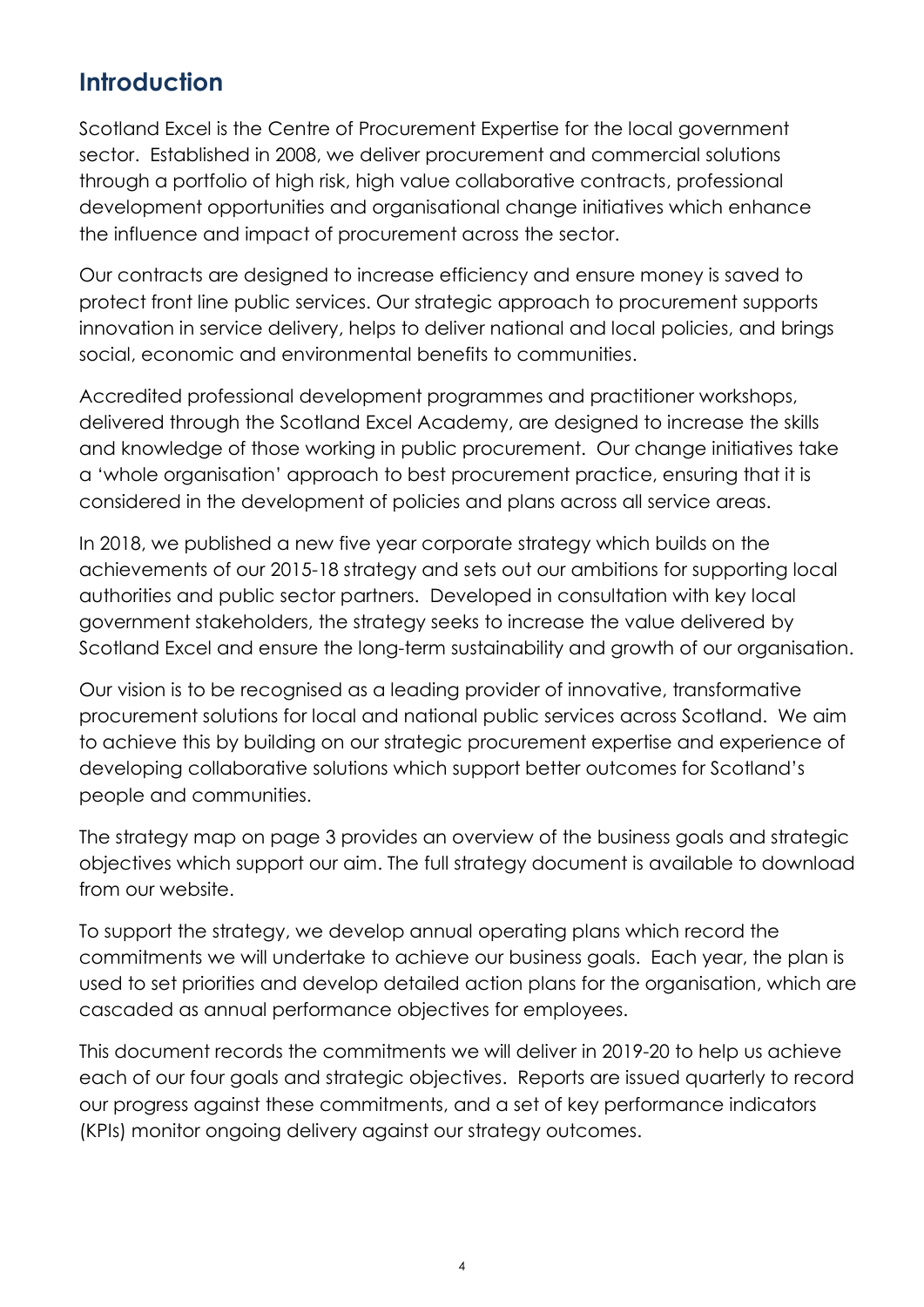## Introduction

Scotland Excel is the Centre of Procurement Expertise for the local government sector. Established in 2008, we deliver procurement and commercial solutions through a portfolio of high risk, high value collaborative contracts, professional development opportunities and organisational change initiatives which enhance the influence and impact of procurement across the sector.

Our contracts are designed to increase efficiency and ensure money is saved to protect front line public services. Our strategic approach to procurement supports innovation in service delivery, helps to deliver national and local policies, and brings social, economic and environmental benefits to communities.

Accredited professional development programmes and practitioner workshops, delivered through the Scotland Excel Academy, are designed to increase the skills and knowledge of those working in public procurement. Our change initiatives take a 'whole organisation' approach to best procurement practice, ensuring that it is considered in the development of policies and plans across all service areas.

In 2018, we published a new five year corporate strategy which builds on the achievements of our 2015-18 strategy and sets out our ambitions for supporting local authorities and public sector partners. Developed in consultation with key local government stakeholders, the strategy seeks to increase the value delivered by Scotland Excel and ensure the long-term sustainability and growth of our organisation.

Our vision is to be recognised as a leading provider of innovative, transformative procurement solutions for local and national public services across Scotland. We aim to achieve this by building on our strategic procurement expertise and experience of developing collaborative solutions which support better outcomes for Scotland's people and communities.

The strategy map on page 3 provides an overview of the business goals and strategic objectives which support our aim. The full strategy document is available to download from our website.

To support the strategy, we develop annual operating plans which record the commitments we will undertake to achieve our business goals. Each year, the plan is used to set priorities and develop detailed action plans for the organisation, which are cascaded as annual performance objectives for employees.

This document records the commitments we will deliver in 2019-20 to help us achieve each of our four goals and strategic objectives. Reports are issued quarterly to record our progress against these commitments, and a set of key performance indicators (KPIs) monitor ongoing delivery against our strategy outcomes.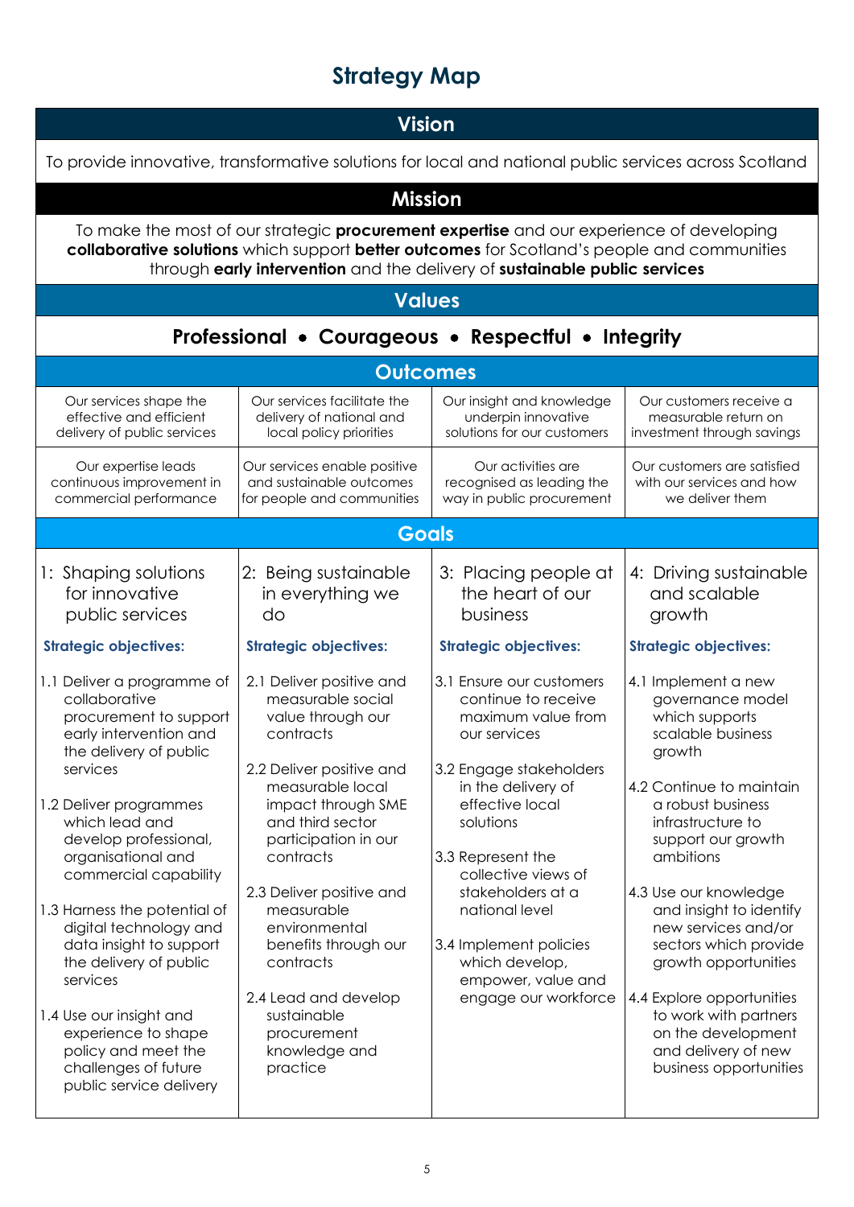# Strategy Map

## Vision

To provide innovative, transformative solutions for local and national public services across Scotland

## Mission

To make the most of our strategic **procurement expertise** and our experience of developing **collaborative solutions** which support **better outcomes** for Scotland's people and communities through **early intervention** and the delivery of **sustainable public services**

## Values

**Professional • Courageous • Respectful • Integrity**

## Outcomes

| | | | |
|---|---|---|---|
| Our services shape the effective and efficient delivery of public services | Our services facilitate the delivery of national and local policy priorities | Our insight and knowledge underpin innovative solutions for our customers | Our customers receive a measurable return on investment through savings |
| Our expertise leads continuous improvement in commercial performance | Our services enable positive and sustainable outcomes for people and communities | Our activities are recognised as leading the way in public procurement | Our customers are satisfied with our services and how we deliver them |

## Goals

| 1: Shaping solutions for innovative public services | 2: Being sustainable in everything we do | 3: Placing people at the heart of our business | 4: Driving sustainable and scalable growth |
|---|---|---|---|
| **Strategic objectives:** | **Strategic objectives:** | **Strategic objectives:** | **Strategic objectives:** |
| 1.1 Deliver a programme of collaborative procurement to support early intervention and the delivery of public services | 2.1 Deliver positive and measurable social value through our contracts | 3.1 Ensure our customers continue to receive maximum value from our services | 4.1 Implement a new governance model which supports scalable business growth |
| 1.2 Deliver programmes which lead and develop professional, organisational and commercial capability | 2.2 Deliver positive and measurable local impact through SME and third sector participation in our contracts | 3.2 Engage stakeholders in the delivery of effective local solutions | 4.2 Continue to maintain a robust business infrastructure to support our growth ambitions |
| 1.3 Harness the potential of digital technology and data insight to support the delivery of public services | 2.3 Deliver positive and measurable environmental benefits through our contracts | 3.3 Represent the collective views of stakeholders at a national level | 4.3 Use our knowledge and insight to identify new services and/or sectors which provide growth opportunities |
| 1.4 Use our insight and experience to shape policy and meet the challenges of future public service delivery | 2.4 Lead and develop sustainable procurement knowledge and practice | 3.4 Implement policies which develop, empower, value and engage our workforce | 4.4 Explore opportunities to work with partners on the development and delivery of new business opportunities |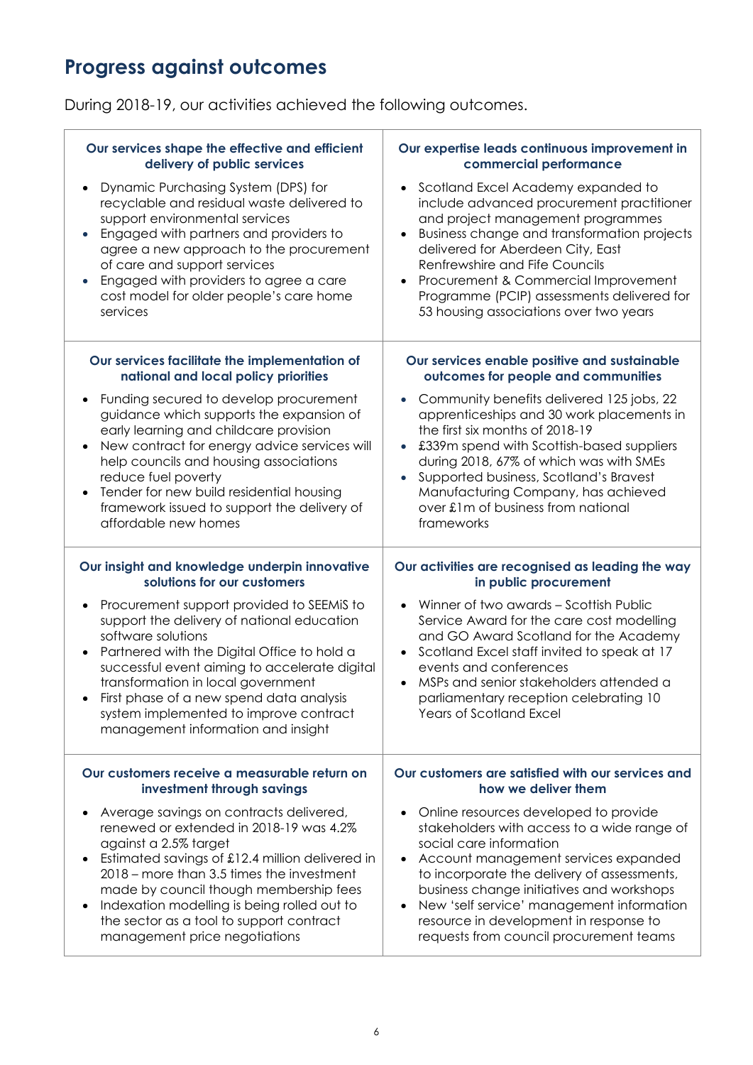# Progress against outcomes

During 2018-19, our activities achieved the following outcomes.

### Our services shape the effective and efficient delivery of public services

- Dynamic Purchasing System (DPS) for recyclable and residual waste delivered to support environmental services
- Engaged with partners and providers to agree a new approach to the procurement of care and support services
- Engaged with providers to agree a care cost model for older people's care home services

### Our expertise leads continuous improvement in commercial performance

- Scotland Excel Academy expanded to include advanced procurement practitioner and project management programmes
- Business change and transformation projects delivered for Aberdeen City, East Renfrewshire and Fife Councils
- Procurement & Commercial Improvement Programme (PCIP) assessments delivered for 53 housing associations over two years

### Our services facilitate the implementation of national and local policy priorities

- Funding secured to develop procurement guidance which supports the expansion of early learning and childcare provision
- New contract for energy advice services will help councils and housing associations reduce fuel poverty
- Tender for new build residential housing framework issued to support the delivery of affordable new homes

### Our services enable positive and sustainable outcomes for people and communities

- Community benefits delivered 125 jobs, 22 apprenticeships and 30 work placements in the first six months of 2018-19
- £339m spend with Scottish-based suppliers during 2018, 67% of which was with SMEs
- Supported business, Scotland's Bravest Manufacturing Company, has achieved over £1m of business from national frameworks

### Our insight and knowledge underpin innovative solutions for our customers

- Procurement support provided to SEEMiS to support the delivery of national education software solutions
- Partnered with the Digital Office to hold a successful event aiming to accelerate digital transformation in local government
- First phase of a new spend data analysis system implemented to improve contract management information and insight

### Our activities are recognised as leading the way in public procurement

- Winner of two awards – Scottish Public Service Award for the care cost modelling and GO Award Scotland for the Academy
- Scotland Excel staff invited to speak at 17 events and conferences
- MSPs and senior stakeholders attended a parliamentary reception celebrating 10 Years of Scotland Excel

### Our customers receive a measurable return on investment through savings

- Average savings on contracts delivered, renewed or extended in 2018-19 was 4.2% against a 2.5% target
- Estimated savings of £12.4 million delivered in 2018 – more than 3.5 times the investment made by council though membership fees
- Indexation modelling is being rolled out to the sector as a tool to support contract management price negotiations

### Our customers are satisfied with our services and how we deliver them

- Online resources developed to provide stakeholders with access to a wide range of social care information
- Account management services expanded to incorporate the delivery of assessments, business change initiatives and workshops
- New 'self service' management information resource in development in response to requests from council procurement teams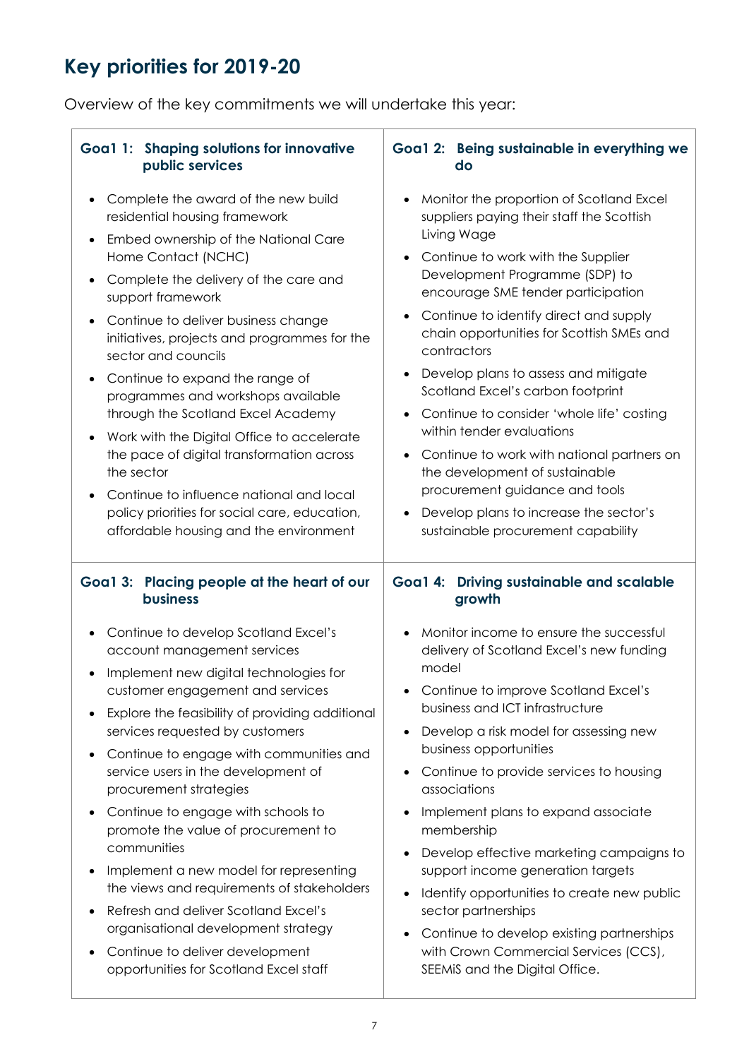## Key priorities for 2019-20

Overview of the key commitments we will undertake this year:

### Goal 1: Shaping solutions for innovative public services

- Complete the award of the new build residential housing framework
- Embed ownership of the National Care Home Contact (NCHC)
- Complete the delivery of the care and support framework
- Continue to deliver business change initiatives, projects and programmes for the sector and councils
- Continue to expand the range of programmes and workshops available through the Scotland Excel Academy
- Work with the Digital Office to accelerate the pace of digital transformation across the sector
- Continue to influence national and local policy priorities for social care, education, affordable housing and the environment

### Goal 2: Being sustainable in everything we do

- Monitor the proportion of Scotland Excel suppliers paying their staff the Scottish Living Wage
- Continue to work with the Supplier Development Programme (SDP) to encourage SME tender participation
- Continue to identify direct and supply chain opportunities for Scottish SMEs and contractors
- Develop plans to assess and mitigate Scotland Excel's carbon footprint
- Continue to consider 'whole life' costing within tender evaluations
- Continue to work with national partners on the development of sustainable procurement guidance and tools
- Develop plans to increase the sector's sustainable procurement capability

### Goal 3: Placing people at the heart of our business

- Continue to develop Scotland Excel's account management services
- Implement new digital technologies for customer engagement and services
- Explore the feasibility of providing additional services requested by customers
- Continue to engage with communities and service users in the development of procurement strategies
- Continue to engage with schools to promote the value of procurement to communities
- Implement a new model for representing the views and requirements of stakeholders
- Refresh and deliver Scotland Excel's organisational development strategy
- Continue to deliver development opportunities for Scotland Excel staff

### Goal 4: Driving sustainable and scalable growth

- Monitor income to ensure the successful delivery of Scotland Excel's new funding model
- Continue to improve Scotland Excel's business and ICT infrastructure
- Develop a risk model for assessing new business opportunities
- Continue to provide services to housing associations
- Implement plans to expand associate membership
- Develop effective marketing campaigns to support income generation targets
- Identify opportunities to create new public sector partnerships
- Continue to develop existing partnerships with Crown Commercial Services (CCS), SEEMiS and the Digital Office.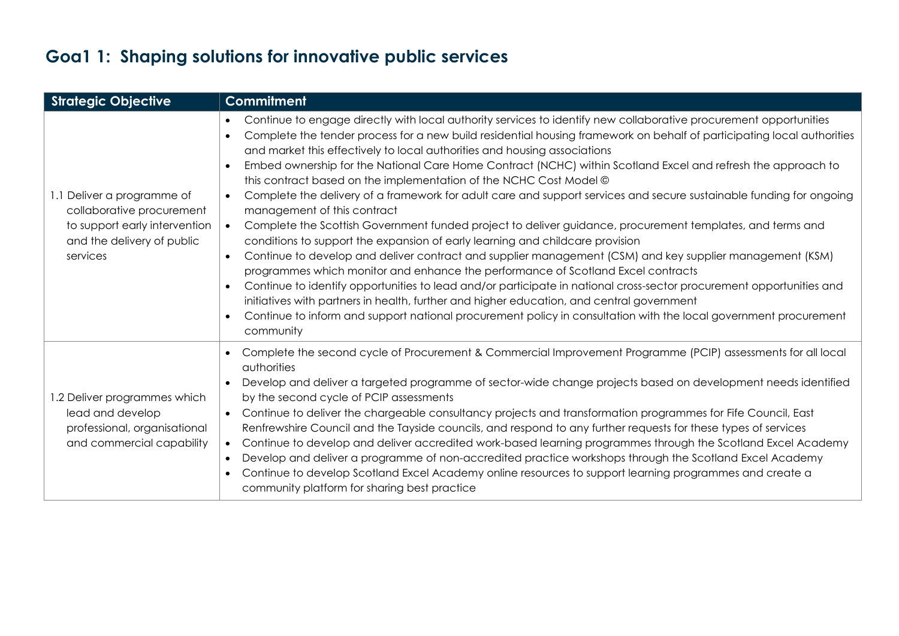# Goa1 1: Shaping solutions for innovative public services

| Strategic Objective | Commitment |
| --- | --- |
| 1.1 Deliver a programme of collaborative procurement to support early intervention and the delivery of public services | • Continue to engage directly with local authority services to identify new collaborative procurement opportunities<br>• Complete the tender process for a new build residential housing framework on behalf of participating local authorities and market this effectively to local authorities and housing associations<br>• Embed ownership for the National Care Home Contract (NCHC) within Scotland Excel and refresh the approach to this contract based on the implementation of the NCHC Cost Model ©<br>• Complete the delivery of a framework for adult care and support services and secure sustainable funding for ongoing management of this contract<br>• Complete the Scottish Government funded project to deliver guidance, procurement templates, and terms and conditions to support the expansion of early learning and childcare provision<br>• Continue to develop and deliver contract and supplier management (CSM) and key supplier management (KSM) programmes which monitor and enhance the performance of Scotland Excel contracts<br>• Continue to identify opportunities to lead and/or participate in national cross-sector procurement opportunities and initiatives with partners in health, further and higher education, and central government<br>• Continue to inform and support national procurement policy in consultation with the local government procurement community |
| 1.2 Deliver programmes which lead and develop professional, organisational and commercial capability | • Complete the second cycle of Procurement & Commercial Improvement Programme (PCIP) assessments for all local authorities<br>• Develop and deliver a targeted programme of sector-wide change projects based on development needs identified by the second cycle of PCIP assessments<br>• Continue to deliver the chargeable consultancy projects and transformation programmes for Fife Council, East Renfrewshire Council and the Tayside councils, and respond to any further requests for these types of services<br>• Continue to develop and deliver accredited work-based learning programmes through the Scotland Excel Academy<br>• Develop and deliver a programme of non-accredited practice workshops through the Scotland Excel Academy<br>• Continue to develop Scotland Excel Academy online resources to support learning programmes and create a community platform for sharing best practice |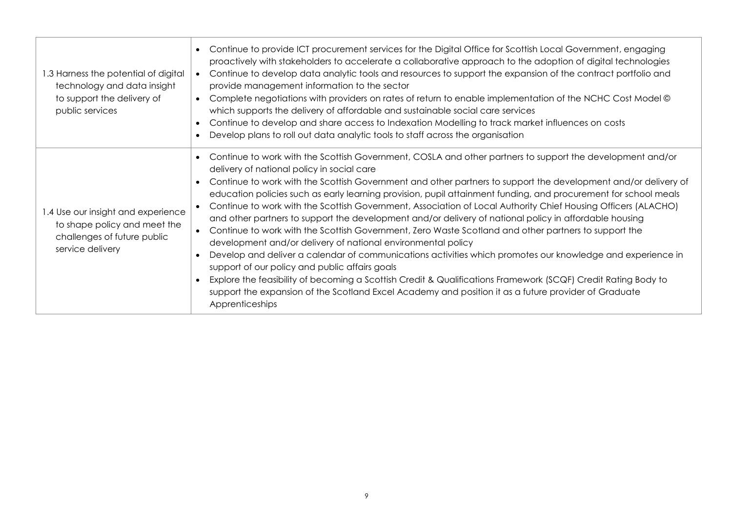| | |
|---|---|
| 1.3 Harness the potential of digital technology and data insight to support the delivery of public services | • Continue to provide ICT procurement services for the Digital Office for Scottish Local Government, engaging proactively with stakeholders to accelerate a collaborative approach to the adoption of digital technologies<br>• Continue to develop data analytic tools and resources to support the expansion of the contract portfolio and provide management information to the sector<br>• Complete negotiations with providers on rates of return to enable implementation of the NCHC Cost Model © which supports the delivery of affordable and sustainable social care services<br>• Continue to develop and share access to Indexation Modelling to track market influences on costs<br>• Develop plans to roll out data analytic tools to staff across the organisation |
| 1.4 Use our insight and experience to shape policy and meet the challenges of future public service delivery | • Continue to work with the Scottish Government, COSLA and other partners to support the development and/or delivery of national policy in social care<br>• Continue to work with the Scottish Government and other partners to support the development and/or delivery of education policies such as early learning provision, pupil attainment funding, and procurement for school meals<br>• Continue to work with the Scottish Government, Association of Local Authority Chief Housing Officers (ALACHO) and other partners to support the development and/or delivery of national policy in affordable housing<br>• Continue to work with the Scottish Government, Zero Waste Scotland and other partners to support the development and/or delivery of national environmental policy<br>• Develop and deliver a calendar of communications activities which promotes our knowledge and experience in support of our policy and public affairs goals<br>• Explore the feasibility of becoming a Scottish Credit & Qualifications Framework (SCQF) Credit Rating Body to support the expansion of the Scotland Excel Academy and position it as a future provider of Graduate Apprenticeships |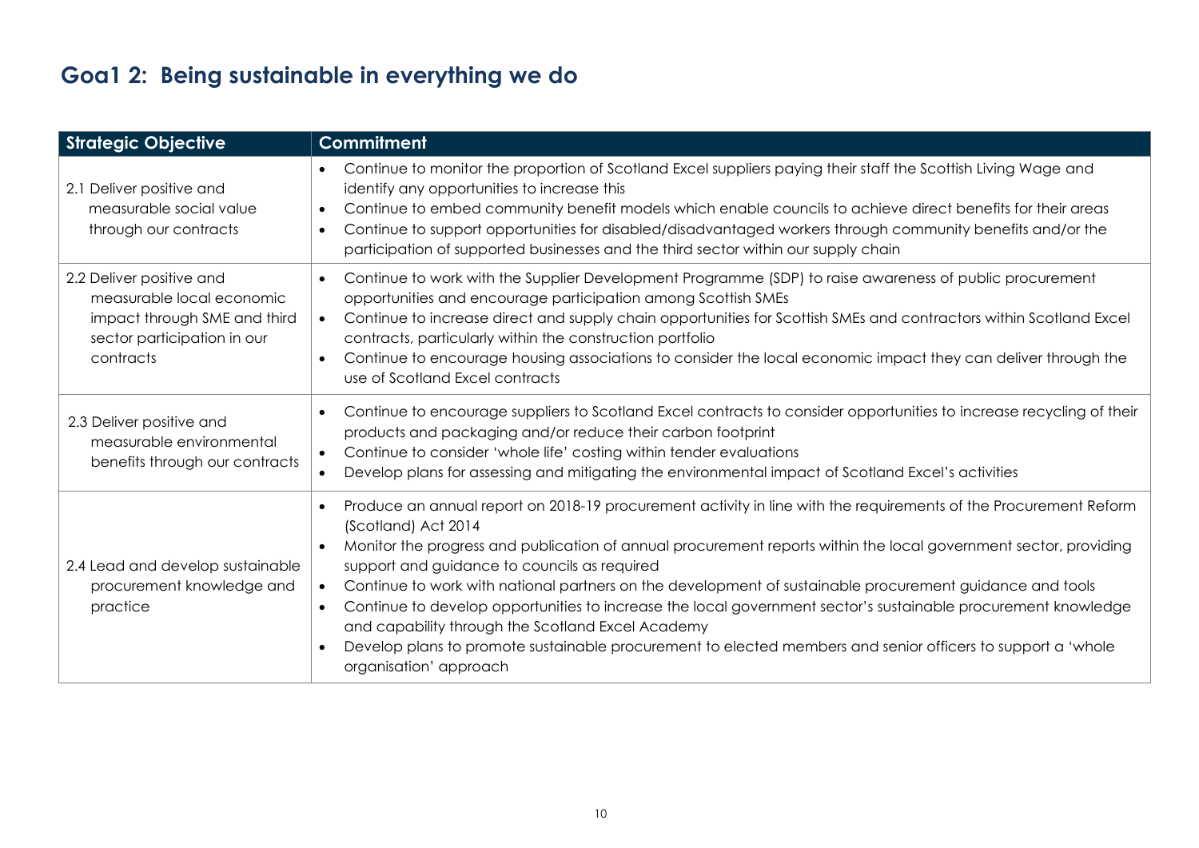## Goa1 2: Being sustainable in everything we do

| Strategic Objective | Commitment |
|---|---|
| 2.1 Deliver positive and measurable social value through our contracts | • Continue to monitor the proportion of Scotland Excel suppliers paying their staff the Scottish Living Wage and identify any opportunities to increase this<br>• Continue to embed community benefit models which enable councils to achieve direct benefits for their areas<br>• Continue to support opportunities for disabled/disadvantaged workers through community benefits and/or the participation of supported businesses and the third sector within our supply chain |
| 2.2 Deliver positive and measurable local economic impact through SME and third sector participation in our contracts | • Continue to work with the Supplier Development Programme (SDP) to raise awareness of public procurement opportunities and encourage participation among Scottish SMEs<br>• Continue to increase direct and supply chain opportunities for Scottish SMEs and contractors within Scotland Excel contracts, particularly within the construction portfolio<br>• Continue to encourage housing associations to consider the local economic impact they can deliver through the use of Scotland Excel contracts |
| 2.3 Deliver positive and measurable environmental benefits through our contracts | • Continue to encourage suppliers to Scotland Excel contracts to consider opportunities to increase recycling of their products and packaging and/or reduce their carbon footprint<br>• Continue to consider 'whole life' costing within tender evaluations<br>• Develop plans for assessing and mitigating the environmental impact of Scotland Excel's activities |
| 2.4 Lead and develop sustainable procurement knowledge and practice | • Produce an annual report on 2018-19 procurement activity in line with the requirements of the Procurement Reform (Scotland) Act 2014<br>• Monitor the progress and publication of annual procurement reports within the local government sector, providing support and guidance to councils as required<br>• Continue to work with national partners on the development of sustainable procurement guidance and tools<br>• Continue to develop opportunities to increase the local government sector's sustainable procurement knowledge and capability through the Scotland Excel Academy<br>• Develop plans to promote sustainable procurement to elected members and senior officers to support a 'whole organisation' approach |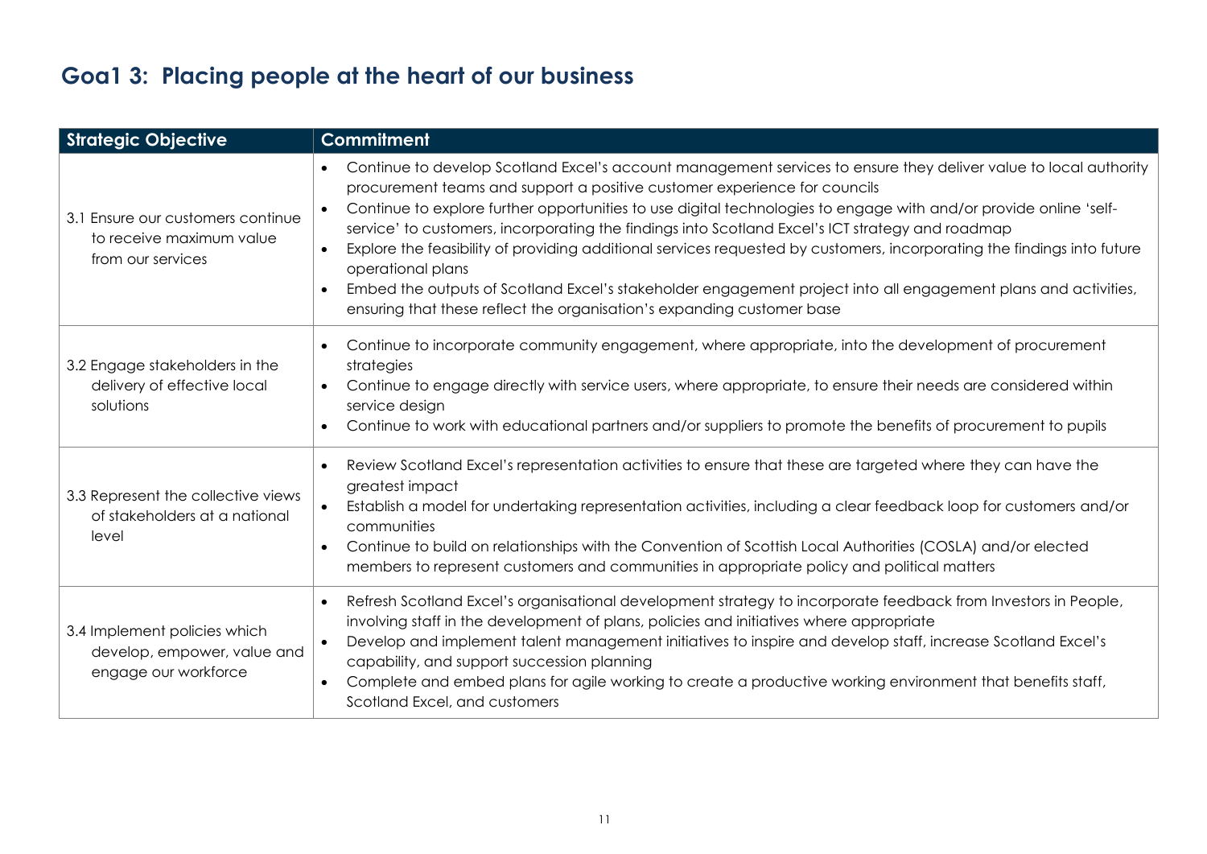## Goa1 3: Placing people at the heart of our business

| Strategic Objective | Commitment |
|---|---|
| 3.1 Ensure our customers continue to receive maximum value from our services | • Continue to develop Scotland Excel's account management services to ensure they deliver value to local authority procurement teams and support a positive customer experience for councils<br>• Continue to explore further opportunities to use digital technologies to engage with and/or provide online 'self-service' to customers, incorporating the findings into Scotland Excel's ICT strategy and roadmap<br>• Explore the feasibility of providing additional services requested by customers, incorporating the findings into future operational plans<br>• Embed the outputs of Scotland Excel's stakeholder engagement project into all engagement plans and activities, ensuring that these reflect the organisation's expanding customer base |
| 3.2 Engage stakeholders in the delivery of effective local solutions | • Continue to incorporate community engagement, where appropriate, into the development of procurement strategies<br>• Continue to engage directly with service users, where appropriate, to ensure their needs are considered within service design<br>• Continue to work with educational partners and/or suppliers to promote the benefits of procurement to pupils |
| 3.3 Represent the collective views of stakeholders at a national level | • Review Scotland Excel's representation activities to ensure that these are targeted where they can have the greatest impact<br>• Establish a model for undertaking representation activities, including a clear feedback loop for customers and/or communities<br>• Continue to build on relationships with the Convention of Scottish Local Authorities (COSLA) and/or elected members to represent customers and communities in appropriate policy and political matters |
| 3.4 Implement policies which develop, empower, value and engage our workforce | • Refresh Scotland Excel's organisational development strategy to incorporate feedback from Investors in People, involving staff in the development of plans, policies and initiatives where appropriate<br>• Develop and implement talent management initiatives to inspire and develop staff, increase Scotland Excel's capability, and support succession planning<br>• Complete and embed plans for agile working to create a productive working environment that benefits staff, Scotland Excel, and customers |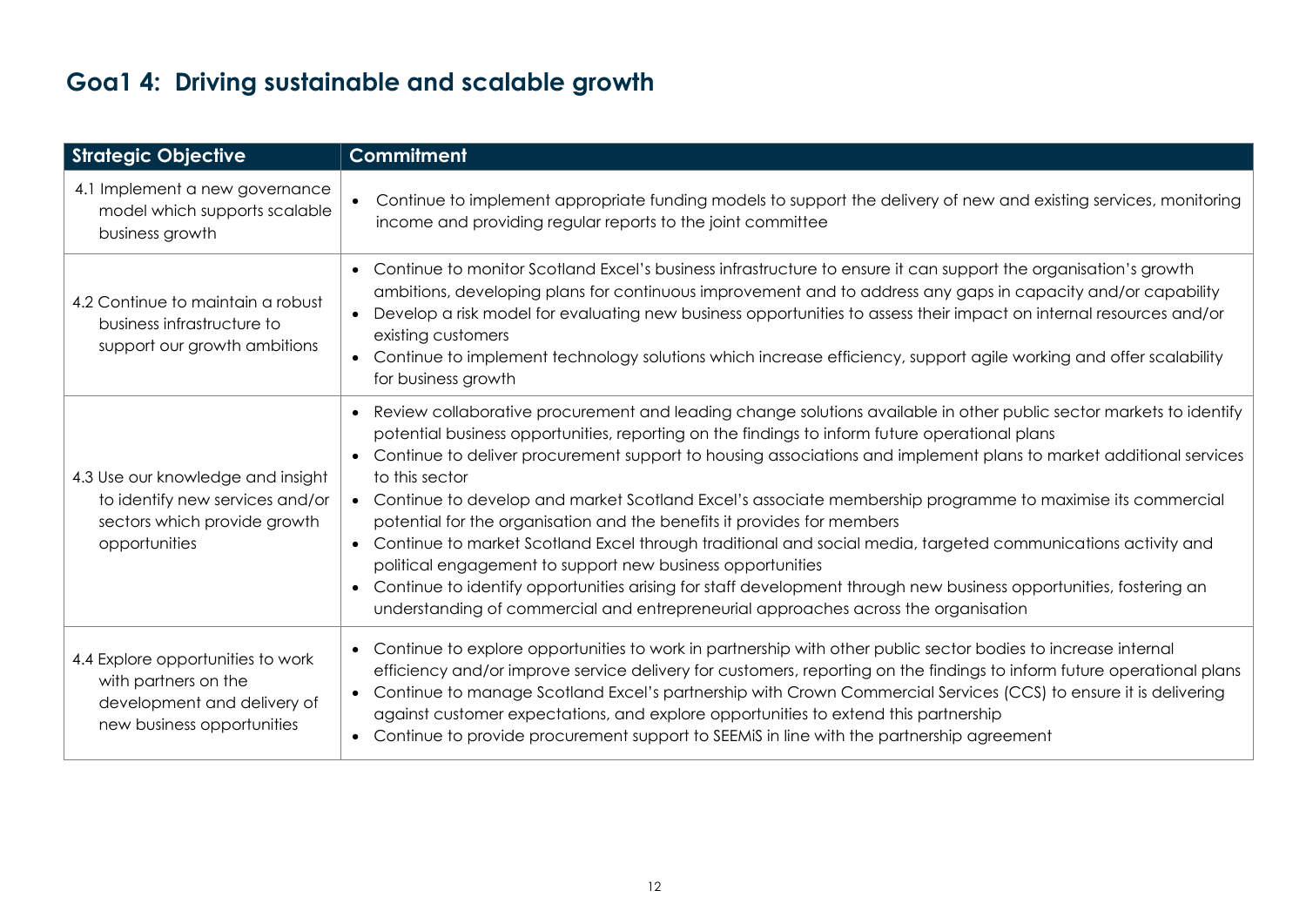# Goa1 4: Driving sustainable and scalable growth

| Strategic Objective | Commitment |
| --- | --- |
| 4.1 Implement a new governance model which supports scalable business growth | • Continue to implement appropriate funding models to support the delivery of new and existing services, monitoring income and providing regular reports to the joint committee |
| 4.2 Continue to maintain a robust business infrastructure to support our growth ambitions | • Continue to monitor Scotland Excel's business infrastructure to ensure it can support the organisation's growth ambitions, developing plans for continuous improvement and to address any gaps in capacity and/or capability<br>• Develop a risk model for evaluating new business opportunities to assess their impact on internal resources and/or existing customers<br>• Continue to implement technology solutions which increase efficiency, support agile working and offer scalability for business growth |
| 4.3 Use our knowledge and insight to identify new services and/or sectors which provide growth opportunities | • Review collaborative procurement and leading change solutions available in other public sector markets to identify potential business opportunities, reporting on the findings to inform future operational plans<br>• Continue to deliver procurement support to housing associations and implement plans to market additional services to this sector<br>• Continue to develop and market Scotland Excel's associate membership programme to maximise its commercial potential for the organisation and the benefits it provides for members<br>• Continue to market Scotland Excel through traditional and social media, targeted communications activity and political engagement to support new business opportunities<br>• Continue to identify opportunities arising for staff development through new business opportunities, fostering an understanding of commercial and entrepreneurial approaches across the organisation |
| 4.4 Explore opportunities to work with partners on the development and delivery of new business opportunities | • Continue to explore opportunities to work in partnership with other public sector bodies to increase internal efficiency and/or improve service delivery for customers, reporting on the findings to inform future operational plans<br>• Continue to manage Scotland Excel's partnership with Crown Commercial Services (CCS) to ensure it is delivering against customer expectations, and explore opportunities to extend this partnership<br>• Continue to provide procurement support to SEEMiS in line with the partnership agreement |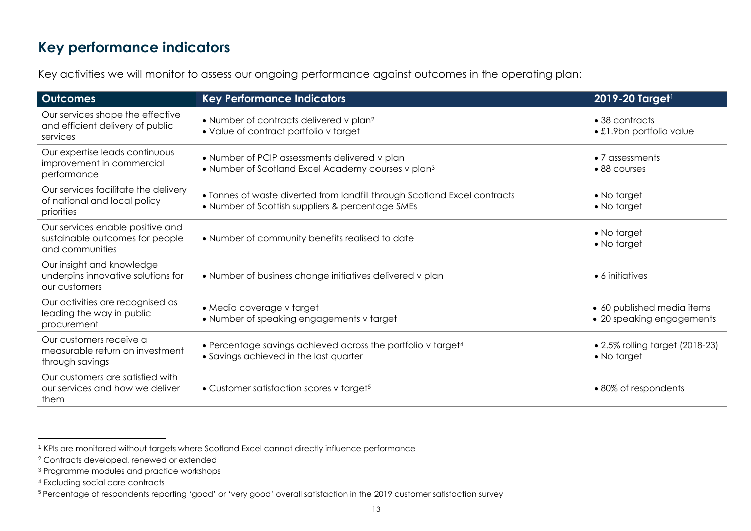## Key performance indicators

Key activities we will monitor to assess our ongoing performance against outcomes in the operating plan:

| Outcomes | Key Performance Indicators | 2019-20 Target[1] |
|---|---|---|
| Our services shape the effective and efficient delivery of public services | • Number of contracts delivered v plan[2]<br>• Value of contract portfolio v target | • 38 contracts<br>• £1.9bn portfolio value |
| Our expertise leads continuous improvement in commercial performance | • Number of PCIP assessments delivered v plan<br>• Number of Scotland Excel Academy courses v plan[3] | • 7 assessments<br>• 88 courses |
| Our services facilitate the delivery of national and local policy priorities | • Tonnes of waste diverted from landfill through Scotland Excel contracts<br>• Number of Scottish suppliers & percentage SMEs | • No target<br>• No target |
| Our services enable positive and sustainable outcomes for people and communities | • Number of community benefits realised to date | • No target<br>• No target |
| Our insight and knowledge underpins innovative solutions for our customers | • Number of business change initiatives delivered v plan | • 6 initiatives |
| Our activities are recognised as leading the way in public procurement | • Media coverage v target<br>• Number of speaking engagements v target | • 60 published media items<br>• 20 speaking engagements |
| Our customers receive a measurable return on investment through savings | • Percentage savings achieved across the portfolio v target[4]<br>• Savings achieved in the last quarter | • 2.5% rolling target (2018-23)<br>• No target |
| Our customers are satisfied with our services and how we deliver them | • Customer satisfaction scores v target[5] | • 80% of respondents |

[1] KPIs are monitored without targets where Scotland Excel cannot directly influence performance

[2] Contracts developed, renewed or extended

[3] Programme modules and practice workshops

[4] Excluding social care contracts

[5] Percentage of respondents reporting 'good' or 'very good' overall satisfaction in the 2019 customer satisfaction survey